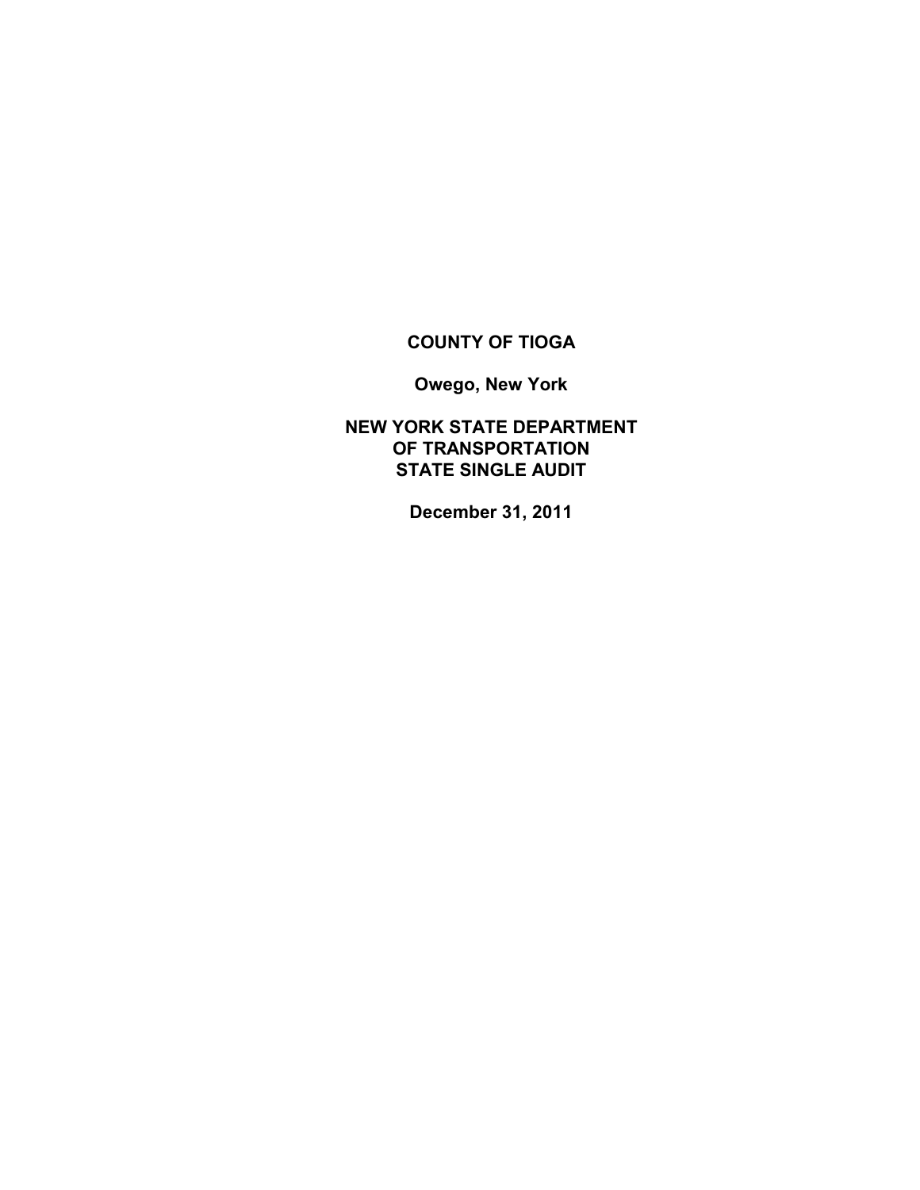**COUNTY OF TIOGA**

**Owego, New York**

**NEW YORK STATE DEPARTMENT**
**OF TRANSPORTATION**
**STATE SINGLE AUDIT**

**December 31, 2011**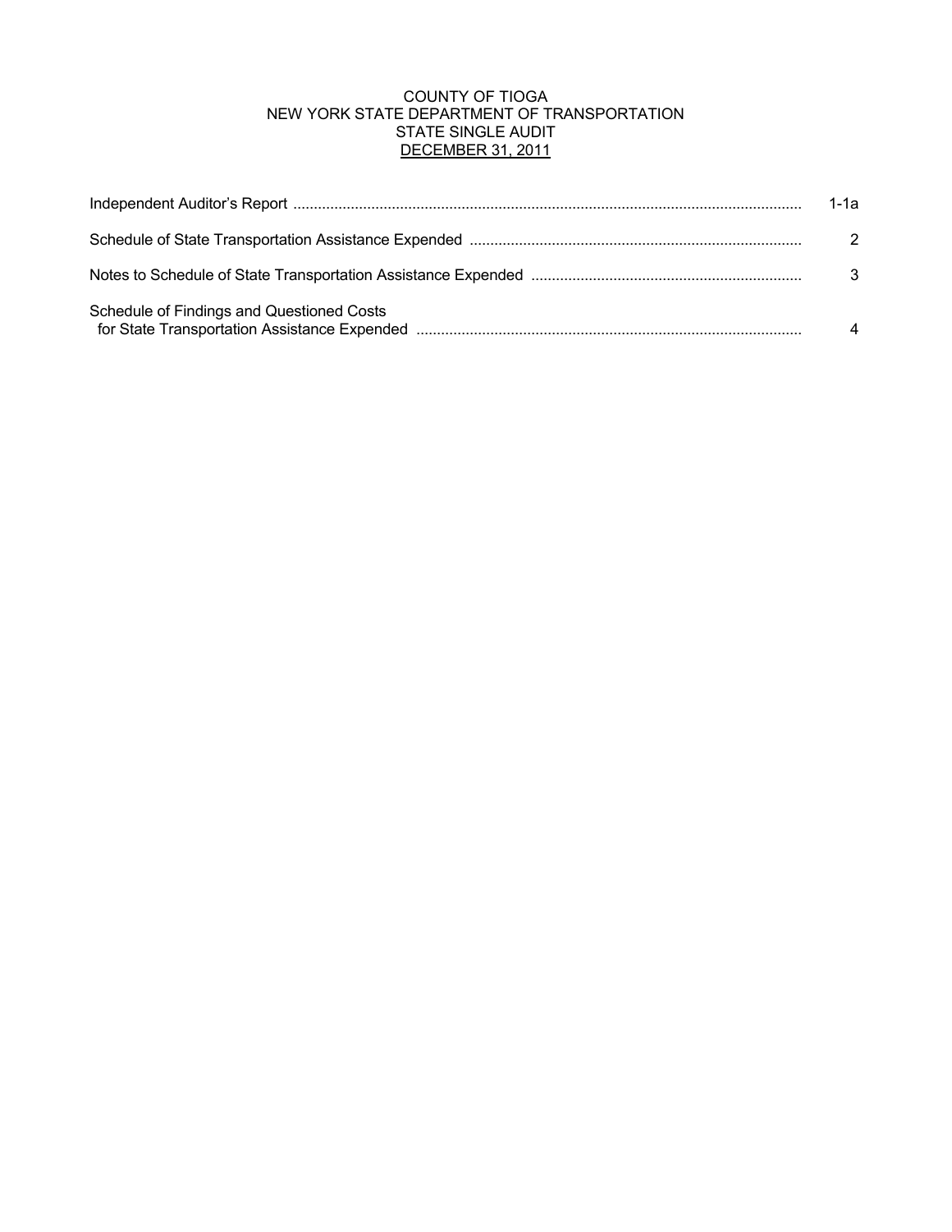# COUNTY OF TIOGA
## NEW YORK STATE DEPARTMENT OF TRANSPORTATION
## STATE SINGLE AUDIT
## DECEMBER 31, 2011

| | |
|---|---|
| Independent Auditor's Report | 1-1a |
| Schedule of State Transportation Assistance Expended | 2 |
| Notes to Schedule of State Transportation Assistance Expended | 3 |
| Schedule of Findings and Questioned Costs for State Transportation Assistance Expended | 4 |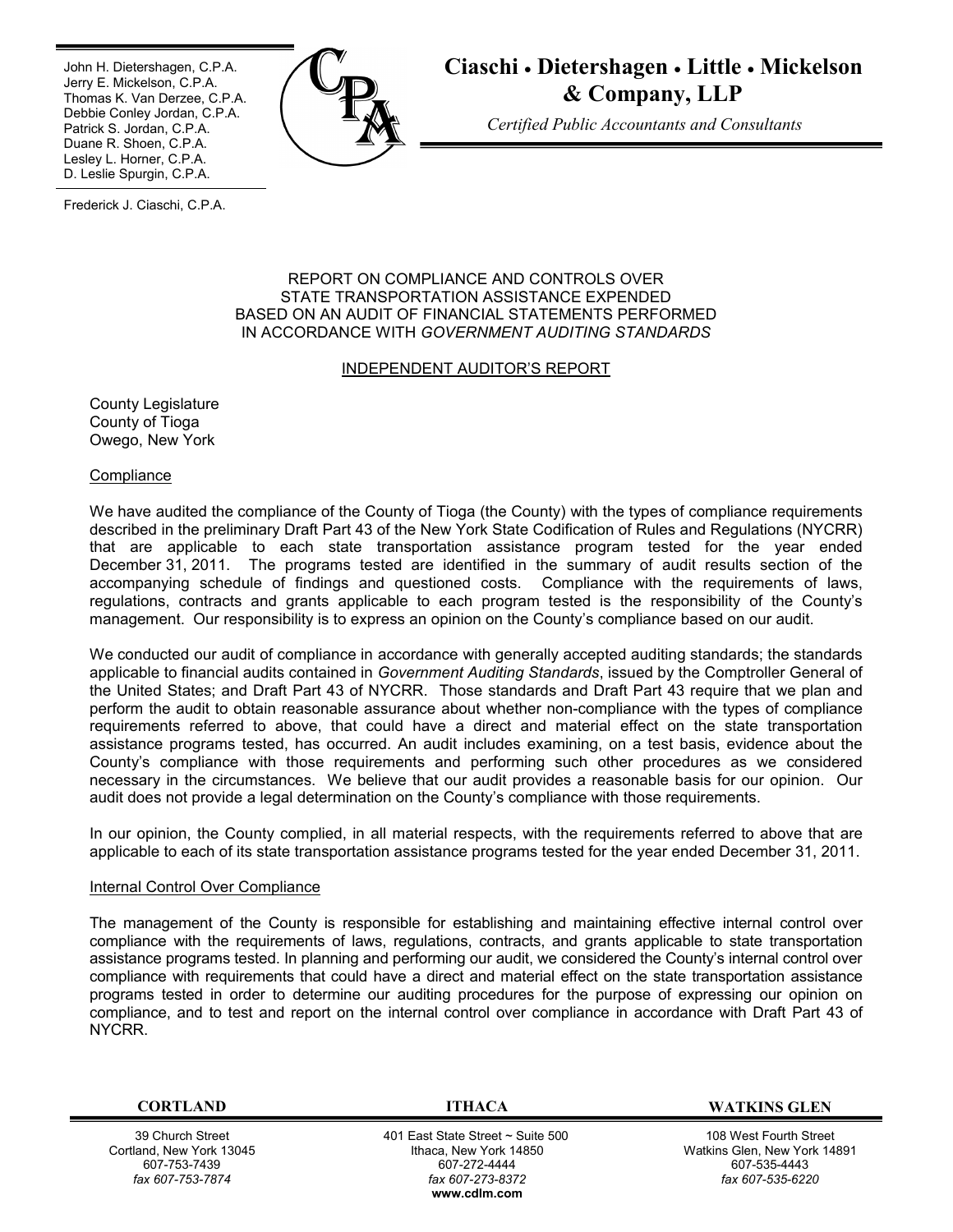John H. Dietershagen, C.P.A.
Jerry E. Mickelson, C.P.A.
Thomas K. Van Derzee, C.P.A.
Debbie Conley Jordan, C.P.A.
Patrick S. Jordan, C.P.A.
Duane R. Shoen, C.P.A.
Lesley L. Horner, C.P.A.
D. Leslie Spurgin, C.P.A.

Frederick J. Ciaschi, C.P.A.

**Ciaschi • Dietershagen • Little • Mickelson & Company, LLP**

*Certified Public Accountants and Consultants*

REPORT ON COMPLIANCE AND CONTROLS OVER
STATE TRANSPORTATION ASSISTANCE EXPENDED
BASED ON AN AUDIT OF FINANCIAL STATEMENTS PERFORMED
IN ACCORDANCE WITH *GOVERNMENT AUDITING STANDARDS*

INDEPENDENT AUDITOR'S REPORT

County Legislature
County of Tioga
Owego, New York

Compliance

We have audited the compliance of the County of Tioga (the County) with the types of compliance requirements described in the preliminary Draft Part 43 of the New York State Codification of Rules and Regulations (NYCRR) that are applicable to each state transportation assistance program tested for the year ended December 31, 2011. The programs tested are identified in the summary of audit results section of the accompanying schedule of findings and questioned costs. Compliance with the requirements of laws, regulations, contracts and grants applicable to each program tested is the responsibility of the County's management. Our responsibility is to express an opinion on the County's compliance based on our audit.

We conducted our audit of compliance in accordance with generally accepted auditing standards; the standards applicable to financial audits contained in *Government Auditing Standards*, issued by the Comptroller General of the United States; and Draft Part 43 of NYCRR. Those standards and Draft Part 43 require that we plan and perform the audit to obtain reasonable assurance about whether non-compliance with the types of compliance requirements referred to above, that could have a direct and material effect on the state transportation assistance programs tested, has occurred. An audit includes examining, on a test basis, evidence about the County's compliance with those requirements and performing such other procedures as we considered necessary in the circumstances. We believe that our audit provides a reasonable basis for our opinion. Our audit does not provide a legal determination on the County's compliance with those requirements.

In our opinion, the County complied, in all material respects, with the requirements referred to above that are applicable to each of its state transportation assistance programs tested for the year ended December 31, 2011.

Internal Control Over Compliance

The management of the County is responsible for establishing and maintaining effective internal control over compliance with the requirements of laws, regulations, contracts, and grants applicable to state transportation assistance programs tested. In planning and performing our audit, we considered the County's internal control over compliance with requirements that could have a direct and material effect on the state transportation assistance programs tested in order to determine our auditing procedures for the purpose of expressing our opinion on compliance, and to test and report on the internal control over compliance in accordance with Draft Part 43 of NYCRR.

**CORTLAND**
39 Church Street
Cortland, New York 13045
607-753-7439
*fax 607-753-7874*

**ITHACA**
401 East State Street ~ Suite 500
Ithaca, New York 14850
607-272-4444
*fax 607-273-8372*
**www.cdlm.com**

**WATKINS GLEN**
108 West Fourth Street
Watkins Glen, New York 14891
607-535-4443
*fax 607-535-6220*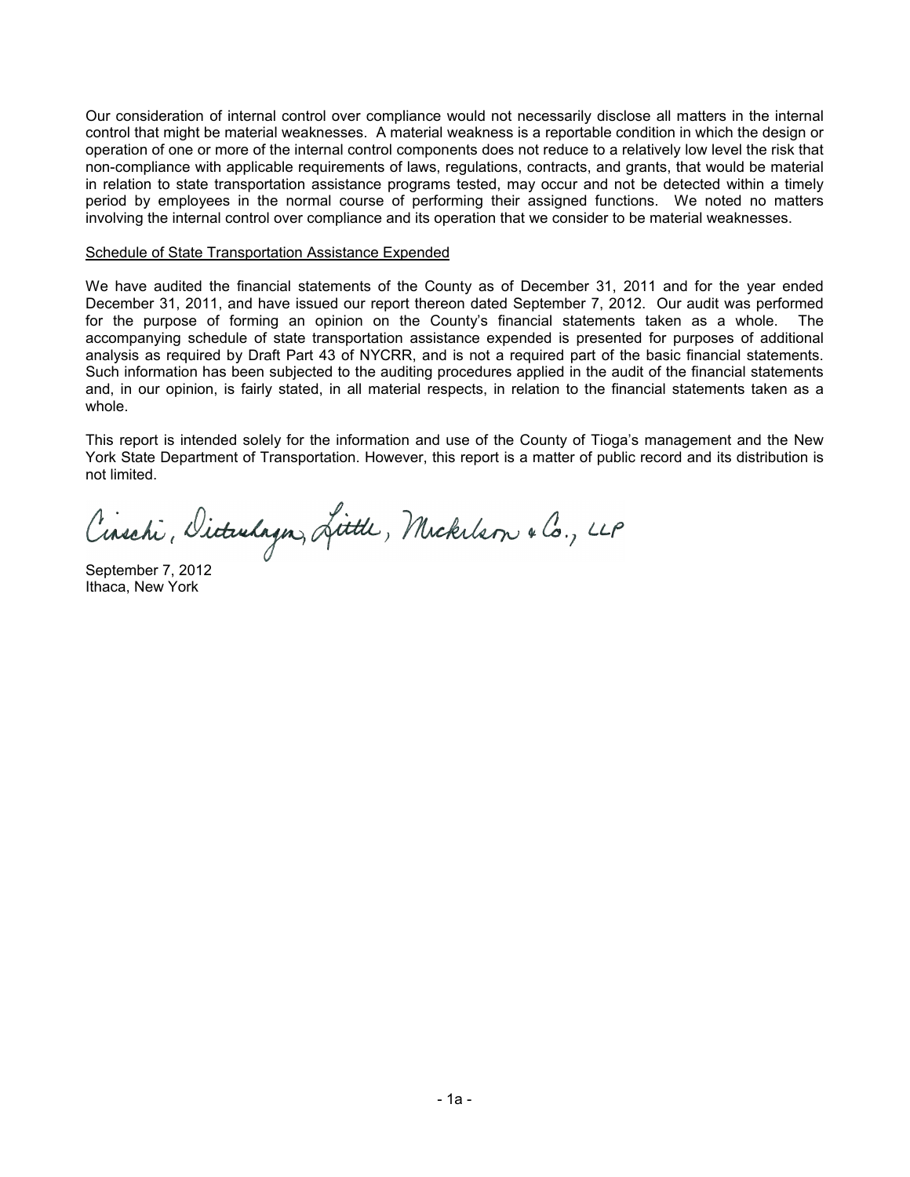Our consideration of internal control over compliance would not necessarily disclose all matters in the internal control that might be material weaknesses. A material weakness is a reportable condition in which the design or operation of one or more of the internal control components does not reduce to a relatively low level the risk that non-compliance with applicable requirements of laws, regulations, contracts, and grants, that would be material in relation to state transportation assistance programs tested, may occur and not be detected within a timely period by employees in the normal course of performing their assigned functions. We noted no matters involving the internal control over compliance and its operation that we consider to be material weaknesses.

Schedule of State Transportation Assistance Expended

We have audited the financial statements of the County as of December 31, 2011 and for the year ended December 31, 2011, and have issued our report thereon dated September 7, 2012. Our audit was performed for the purpose of forming an opinion on the County's financial statements taken as a whole. The accompanying schedule of state transportation assistance expended is presented for purposes of additional analysis as required by Draft Part 43 of NYCRR, and is not a required part of the basic financial statements. Such information has been subjected to the auditing procedures applied in the audit of the financial statements and, in our opinion, is fairly stated, in all material respects, in relation to the financial statements taken as a whole.

This report is intended solely for the information and use of the County of Tioga's management and the New York State Department of Transportation. However, this report is a matter of public record and its distribution is not limited.

Ciaschi, Dietershagen, Little, Mickelson & Co., LLP

September 7, 2012
Ithaca, New York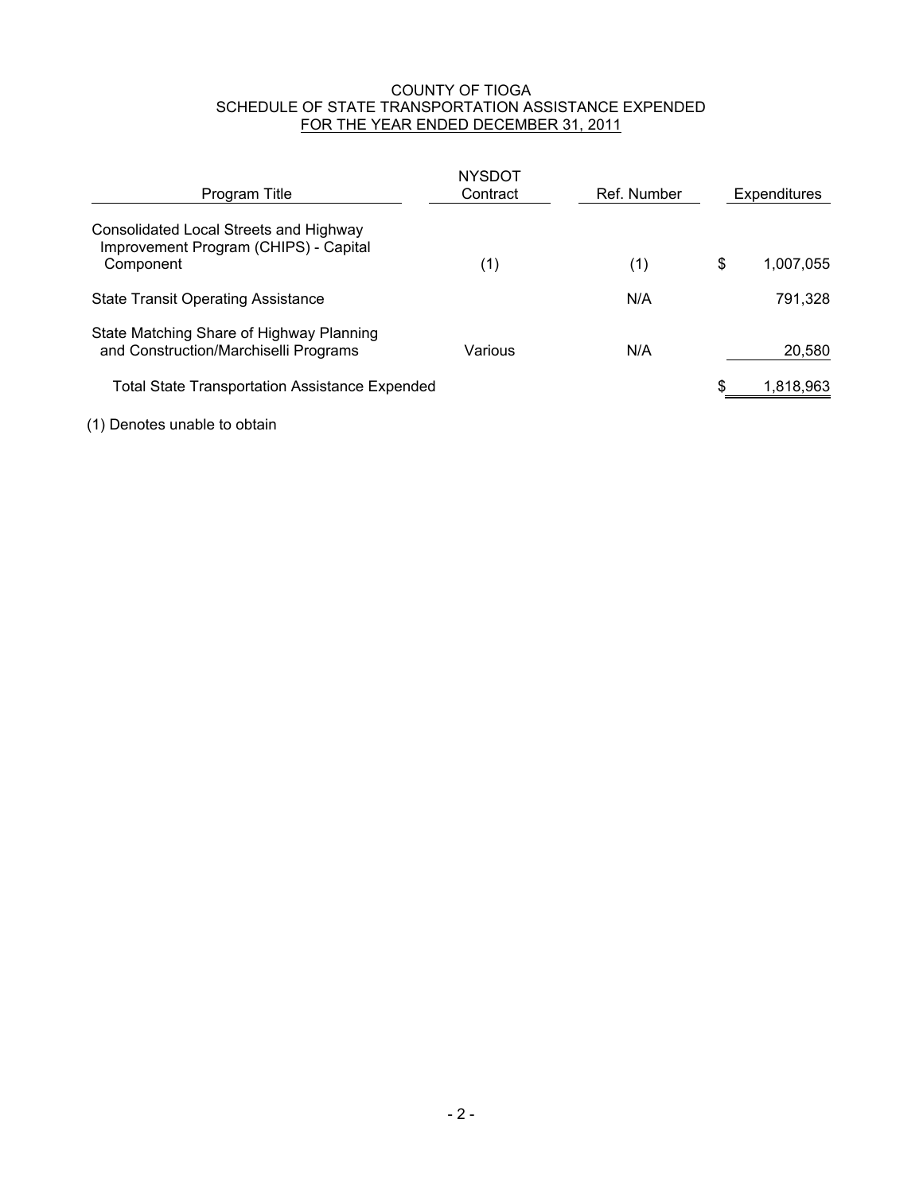# COUNTY OF TIOGA
## SCHEDULE OF STATE TRANSPORTATION ASSISTANCE EXPENDED
## FOR THE YEAR ENDED DECEMBER 31, 2011

| Program Title | NYSDOT Contract | Ref. Number | Expenditures |
|---|---|---|---|
| Consolidated Local Streets and Highway Improvement Program (CHIPS) - Capital Component | (1) | (1) | $ 1,007,055 |
| State Transit Operating Assistance | | N/A | 791,328 |
| State Matching Share of Highway Planning and Construction/Marchiselli Programs | Various | N/A | 20,580 |
| Total State Transportation Assistance Expended | | | $ 1,818,963 |

(1) Denotes unable to obtain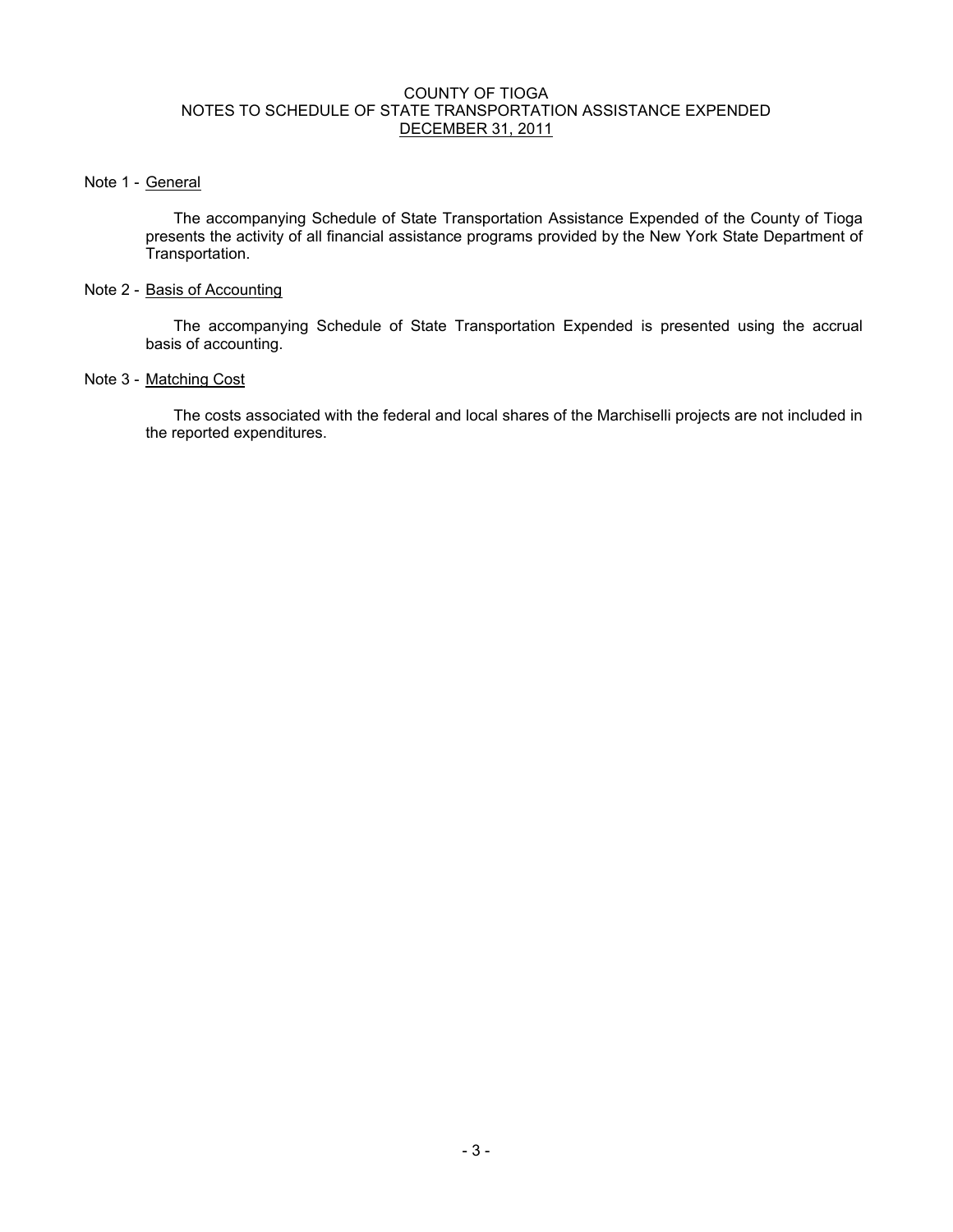# COUNTY OF TIOGA
## NOTES TO SCHEDULE OF STATE TRANSPORTATION ASSISTANCE EXPENDED
## DECEMBER 31, 2011

Note 1 - General

The accompanying Schedule of State Transportation Assistance Expended of the County of Tioga presents the activity of all financial assistance programs provided by the New York State Department of Transportation.

Note 2 - Basis of Accounting

The accompanying Schedule of State Transportation Expended is presented using the accrual basis of accounting.

Note 3 - Matching Cost

The costs associated with the federal and local shares of the Marchiselli projects are not included in the reported expenditures.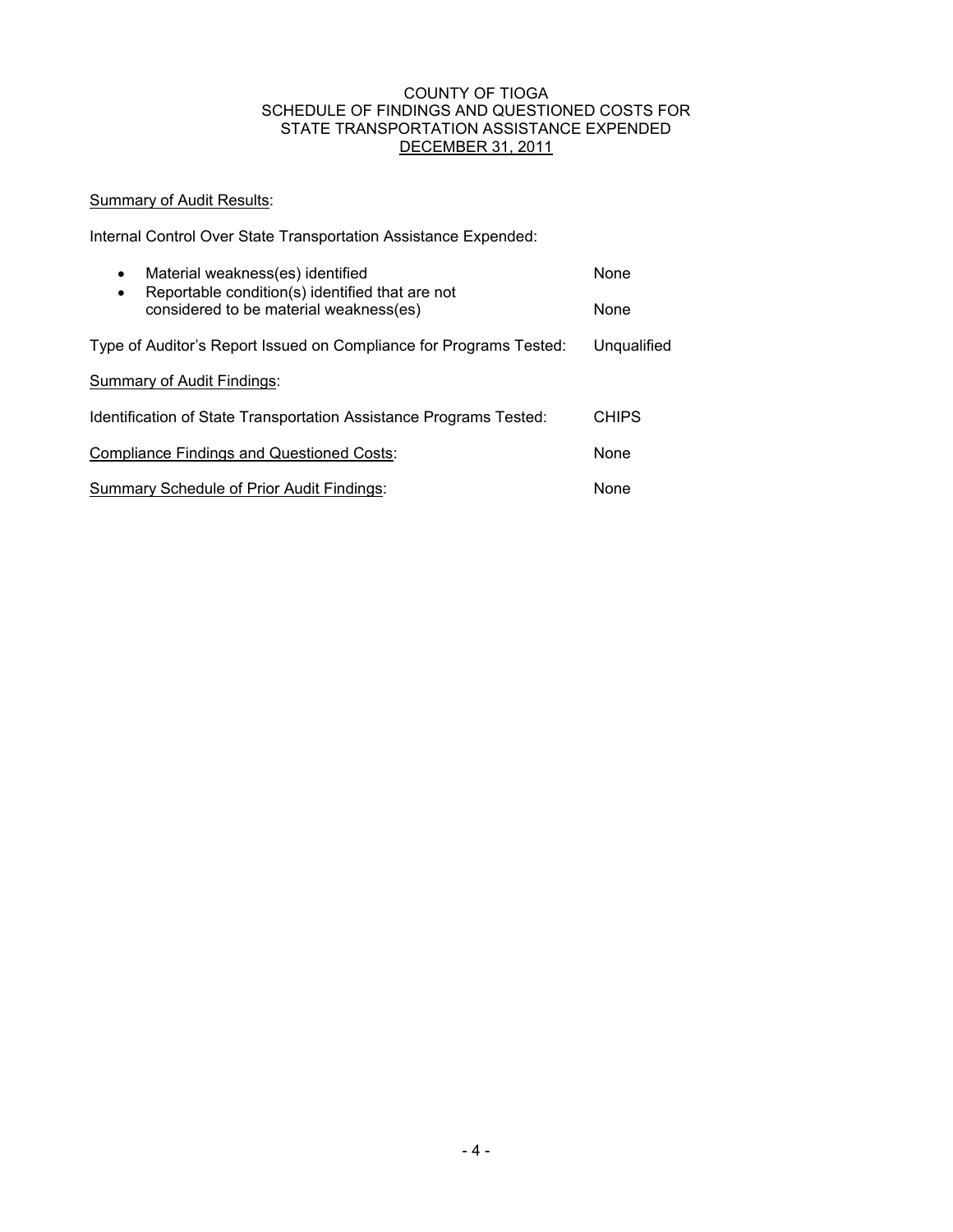# COUNTY OF TIOGA
## SCHEDULE OF FINDINGS AND QUESTIONED COSTS FOR STATE TRANSPORTATION ASSISTANCE EXPENDED
## DECEMBER 31, 2011

Summary of Audit Results:

Internal Control Over State Transportation Assistance Expended:

| | |
|---|---|
| • Material weakness(es) identified | None |
| • Reportable condition(s) identified that are not considered to be material weakness(es) | None |

| | |
|---|---|
| Type of Auditor's Report Issued on Compliance for Programs Tested: | Unqualified |

Summary of Audit Findings:

| | |
|---|---|
| Identification of State Transportation Assistance Programs Tested: | CHIPS |
| Compliance Findings and Questioned Costs: | None |
| Summary Schedule of Prior Audit Findings: | None |